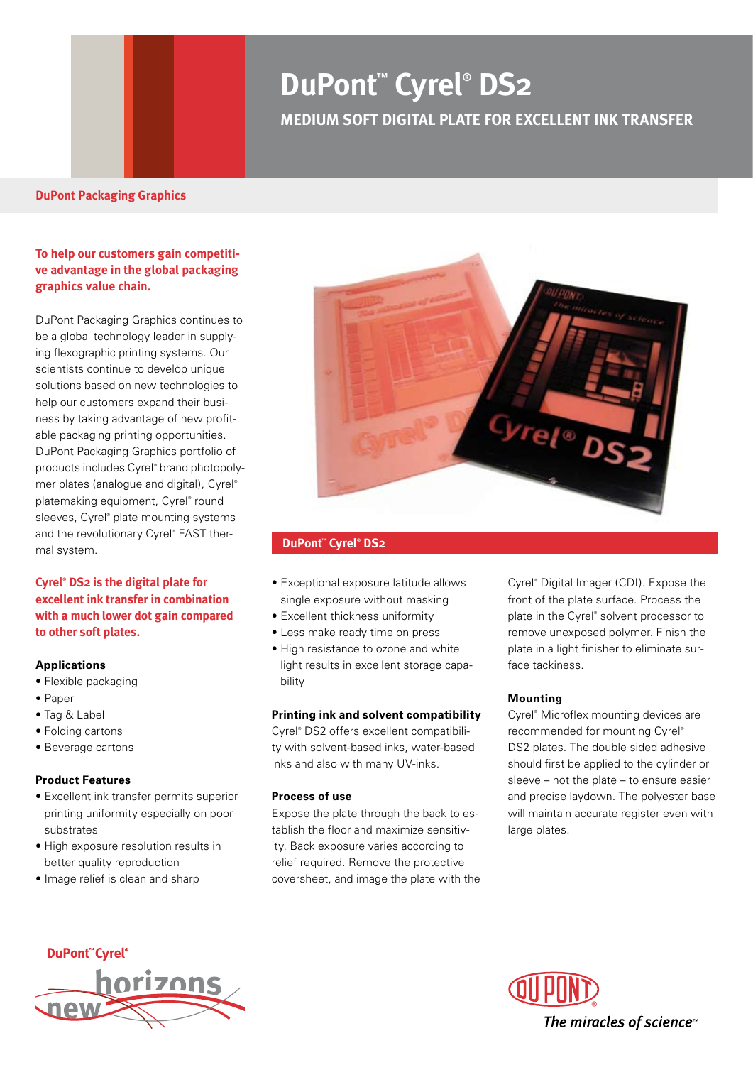# DuPont™ Cyrel® DS2

## MEDIUM SOFT DIGITAL PLATE FOR EXCELLENT INK TRANSFER

**DuPont Packaging Graphics**

**To help our customers gain competitive advantage in the global packaging graphics value chain.**

DuPont Packaging Graphics continues to be a global technology leader in supplying flexographic printing systems. Our scientists continue to develop unique solutions based on new technologies to help our customers expand their business by taking advantage of new profitable packaging printing opportunities. DuPont Packaging Graphics portfolio of products includes Cyrel® brand photopolymer plates (analogue and digital), Cyrel® platemaking equipment, Cyrel® round sleeves, Cyrel® plate mounting systems and the revolutionary Cyrel® FAST thermal system.

**Cyrel® DS2 is the digital plate for excellent ink transfer in combination with a much lower dot gain compared to other soft plates.**

### Applications

- Flexible packaging
- Paper
- Tag & Label
- Folding cartons
- Beverage cartons

### Product Features

- Excellent ink transfer permits superior printing uniformity especially on poor substrates
- High exposure resolution results in better quality reproduction
- Image relief is clean and sharp

## DuPont™ Cyrel® DS2

- Exceptional exposure latitude allows single exposure without masking
- Excellent thickness uniformity
- Less make ready time on press
- High resistance to ozone and white light results in excellent storage capability

### Printing ink and solvent compatibility

Cyrel® DS2 offers excellent compatibility with solvent-based inks, water-based inks and also with many UV-inks.

### Process of use

Expose the plate through the back to establish the floor and maximize sensitivity. Back exposure varies according to relief required. Remove the protective coversheet, and image the plate with the Cyrel® Digital Imager (CDI). Expose the front of the plate surface. Process the plate in the Cyrel® solvent processor to remove unexposed polymer. Finish the plate in a light finisher to eliminate surface tackiness.

### Mounting

Cyrel® Microflex mounting devices are recommended for mounting Cyrel® DS2 plates. The double sided adhesive should first be applied to the cylinder or sleeve – not the plate – to ensure easier and precise laydown. The polyester base will maintain accurate register even with large plates.

DuPont™ Cyrel® new horizons

The miracles of science™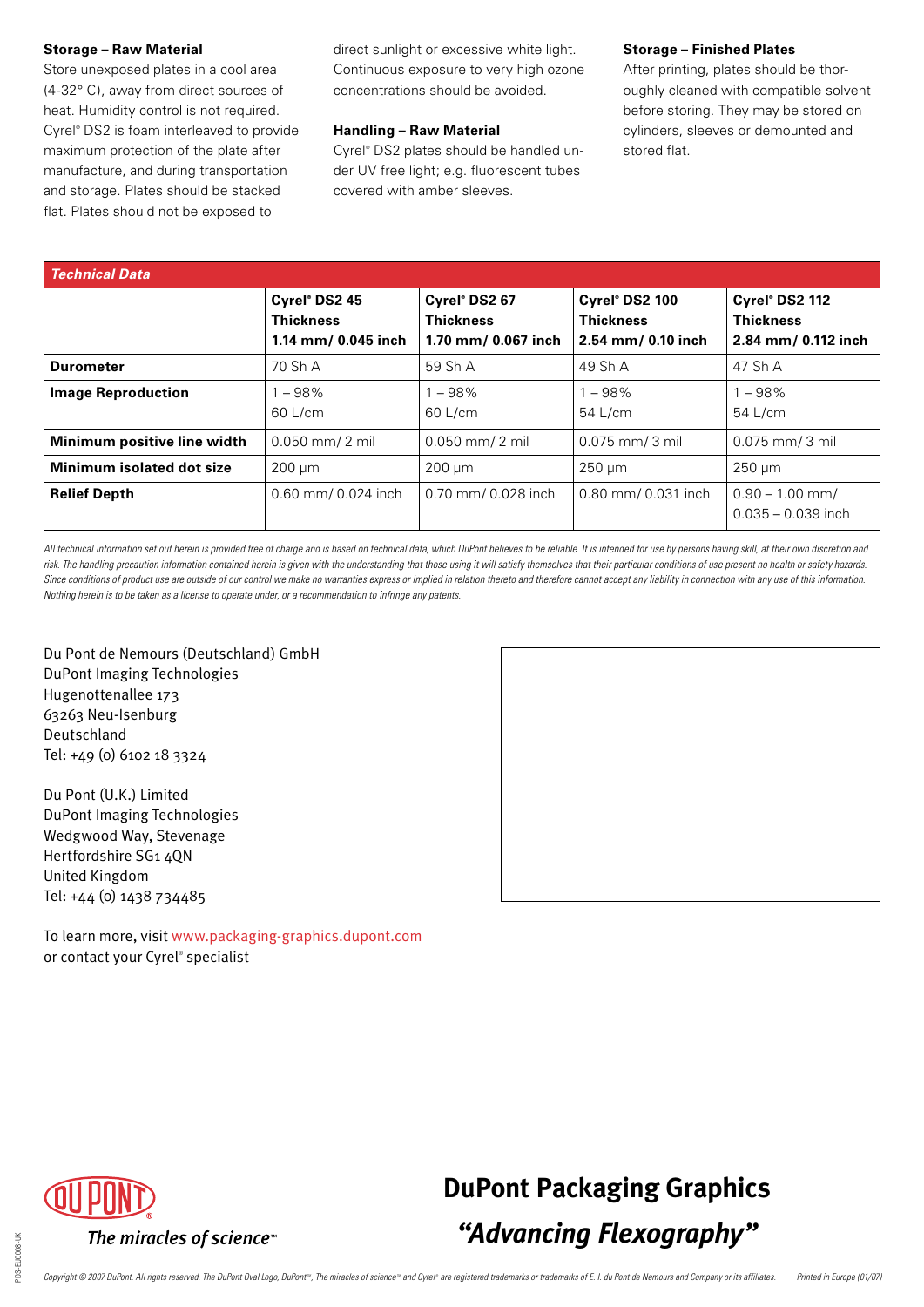### Storage – Raw Material

Store unexposed plates in a cool area (4-32° C), away from direct sources of heat. Humidity control is not required. Cyrel® DS2 is foam interleaved to provide maximum protection of the plate after manufacture, and during transportation and storage. Plates should be stacked flat. Plates should not be exposed to direct sunlight or excessive white light. Continuous exposure to very high ozone concentrations should be avoided.

### Handling – Raw Material

Cyrel® DS2 plates should be handled under UV free light; e.g. fluorescent tubes covered with amber sleeves.

### Storage – Finished Plates

After printing, plates should be thoroughly cleaned with compatible solvent before storing. They may be stored on cylinders, sleeves or demounted and stored flat.

***Technical Data***

| | Cyrel® DS2 45 Thickness 1.14 mm/ 0.045 inch | Cyrel® DS2 67 Thickness 1.70 mm/ 0.067 inch | Cyrel® DS2 100 Thickness 2.54 mm/ 0.10 inch | Cyrel® DS2 112 Thickness 2.84 mm/ 0.112 inch |
|---|---|---|---|---|
| **Durometer** | 70 Sh A | 59 Sh A | 49 Sh A | 47 Sh A |
| **Image Reproduction** | 1 – 98% 60 L/cm | 1 – 98% 60 L/cm | 1 – 98% 54 L/cm | 1 – 98% 54 L/cm |
| **Minimum positive line width** | 0.050 mm/ 2 mil | 0.050 mm/ 2 mil | 0.075 mm/ 3 mil | 0.075 mm/ 3 mil |
| **Minimum isolated dot size** | 200 µm | 200 µm | 250 µm | 250 µm |
| **Relief Depth** | 0.60 mm/ 0.024 inch | 0.70 mm/ 0.028 inch | 0.80 mm/ 0.031 inch | 0.90 – 1.00 mm/ 0.035 – 0.039 inch |

*All technical information set out herein is provided free of charge and is based on technical data, which DuPont believes to be reliable. It is intended for use by persons having skill, at their own discretion and risk. The handling precaution information contained herein is given with the understanding that those using it will satisfy themselves that their particular conditions of use present no health or safety hazards. Since conditions of product use are outside of our control we make no warranties express or implied in relation thereto and therefore cannot accept any liability in connection with any use of this information. Nothing herein is to be taken as a license to operate under, or a recommendation to infringe any patents.*

Du Pont de Nemours (Deutschland) GmbH
DuPont Imaging Technologies
Hugenottenallee 173
63263 Neu-Isenburg
Deutschland
Tel: +49 (0) 6102 18 3324

Du Pont (U.K.) Limited
DuPont Imaging Technologies
Wedgwood Way, Stevenage
Hertfordshire SG1 4QN
United Kingdom
Tel: +44 (0) 1438 734485

To learn more, visit www.packaging-graphics.dupont.com
or contact your Cyrel® specialist

The miracles of science™

**DuPont Packaging Graphics**

***"Advancing Flexography"***

PDS-EU0008-UK

*Copyright © 2007 DuPont. All rights reserved. The DuPont Oval Logo, DuPont™, The miracles of science™ and Cyrel® are registered trademarks or trademarks of E. I. du Pont de Nemours and Company or its affiliates. Printed in Europe (01/07)*